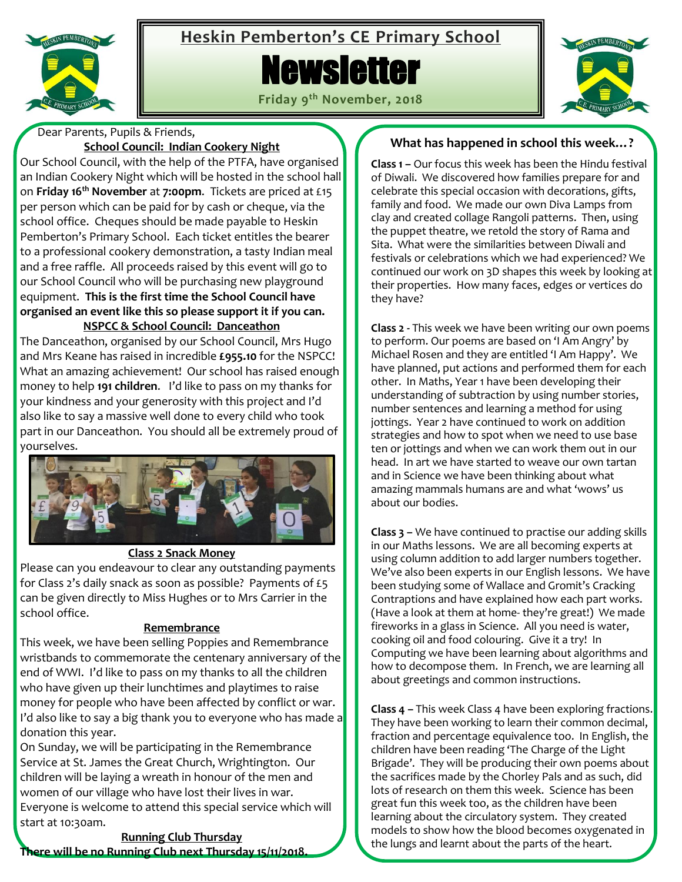# Heskin Pemberton's CE Primary School

# Newsletter

**Friday 9th November, 2018**

Dear Parents, Pupils & Friends,

## School Council: Indian Cookery Night

Our School Council, with the help of the PTFA, have organised an Indian Cookery Night which will be hosted in the school hall on **Friday 16th November** at **7:00pm**. Tickets are priced at £15 per person which can be paid for by cash or cheque, via the school office. Cheques should be made payable to Heskin Pemberton's Primary School. Each ticket entitles the bearer to a professional cookery demonstration, a tasty Indian meal and a free raffle. All proceeds raised by this event will go to our School Council who will be purchasing new playground equipment. **This is the first time the School Council have organised an event like this so please support it if you can.**

## NSPCC & School Council: Danceathon

The Danceathon, organised by our School Council, Mrs Hugo and Mrs Keane has raised in incredible **£955.10** for the NSPCC! What an amazing achievement! Our school has raised enough money to help **191 children**. I'd like to pass on my thanks for your kindness and your generosity with this project and I'd also like to say a massive well done to every child who took part in our Danceathon. You should all be extremely proud of yourselves.

## Class 2 Snack Money

Please can you endeavour to clear any outstanding payments for Class 2's daily snack as soon as possible? Payments of £5 can be given directly to Miss Hughes or to Mrs Carrier in the school office.

## Remembrance

This week, we have been selling Poppies and Remembrance wristbands to commemorate the centenary anniversary of the end of WWI. I'd like to pass on my thanks to all the children who have given up their lunchtimes and playtimes to raise money for people who have been affected by conflict or war. I'd also like to say a big thank you to everyone who has made a donation this year.

On Sunday, we will be participating in the Remembrance Service at St. James the Great Church, Wrightington. Our children will be laying a wreath in honour of the men and women of our village who have lost their lives in war. Everyone is welcome to attend this special service which will start at 10:30am.

## Running Club Thursday

**There will be no Running Club next Thursday 15/11/2018.**

## What has happened in school this week…?

**Class 1 –** Our focus this week has been the Hindu festival of Diwali. We discovered how families prepare for and celebrate this special occasion with decorations, gifts, family and food. We made our own Diva Lamps from clay and created collage Rangoli patterns. Then, using the puppet theatre, we retold the story of Rama and Sita. What were the similarities between Diwali and festivals or celebrations which we had experienced? We continued our work on 3D shapes this week by looking at their properties. How many faces, edges or vertices do they have?

**Class 2** - This week we have been writing our own poems to perform. Our poems are based on 'I Am Angry' by Michael Rosen and they are entitled 'I Am Happy'. We have planned, put actions and performed them for each other. In Maths, Year 1 have been developing their understanding of subtraction by using number stories, number sentences and learning a method for using jottings. Year 2 have continued to work on addition strategies and how to spot when we need to use base ten or jottings and when we can work them out in our head. In art we have started to weave our own tartan and in Science we have been thinking about what amazing mammals humans are and what 'wows' us about our bodies.

**Class 3 –** We have continued to practise our adding skills in our Maths lessons. We are all becoming experts at using column addition to add larger numbers together. We've also been experts in our English lessons. We have been studying some of Wallace and Gromit's Cracking Contraptions and have explained how each part works. (Have a look at them at home- they're great!) We made fireworks in a glass in Science. All you need is water, cooking oil and food colouring. Give it a try! In Computing we have been learning about algorithms and how to decompose them. In French, we are learning all about greetings and common instructions.

**Class 4 –** This week Class 4 have been exploring fractions. They have been working to learn their common decimal, fraction and percentage equivalence too. In English, the children have been reading 'The Charge of the Light Brigade'. They will be producing their own poems about the sacrifices made by the Chorley Pals and as such, did lots of research on them this week. Science has been great fun this week too, as the children have been learning about the circulatory system. They created models to show how the blood becomes oxygenated in the lungs and learnt about the parts of the heart.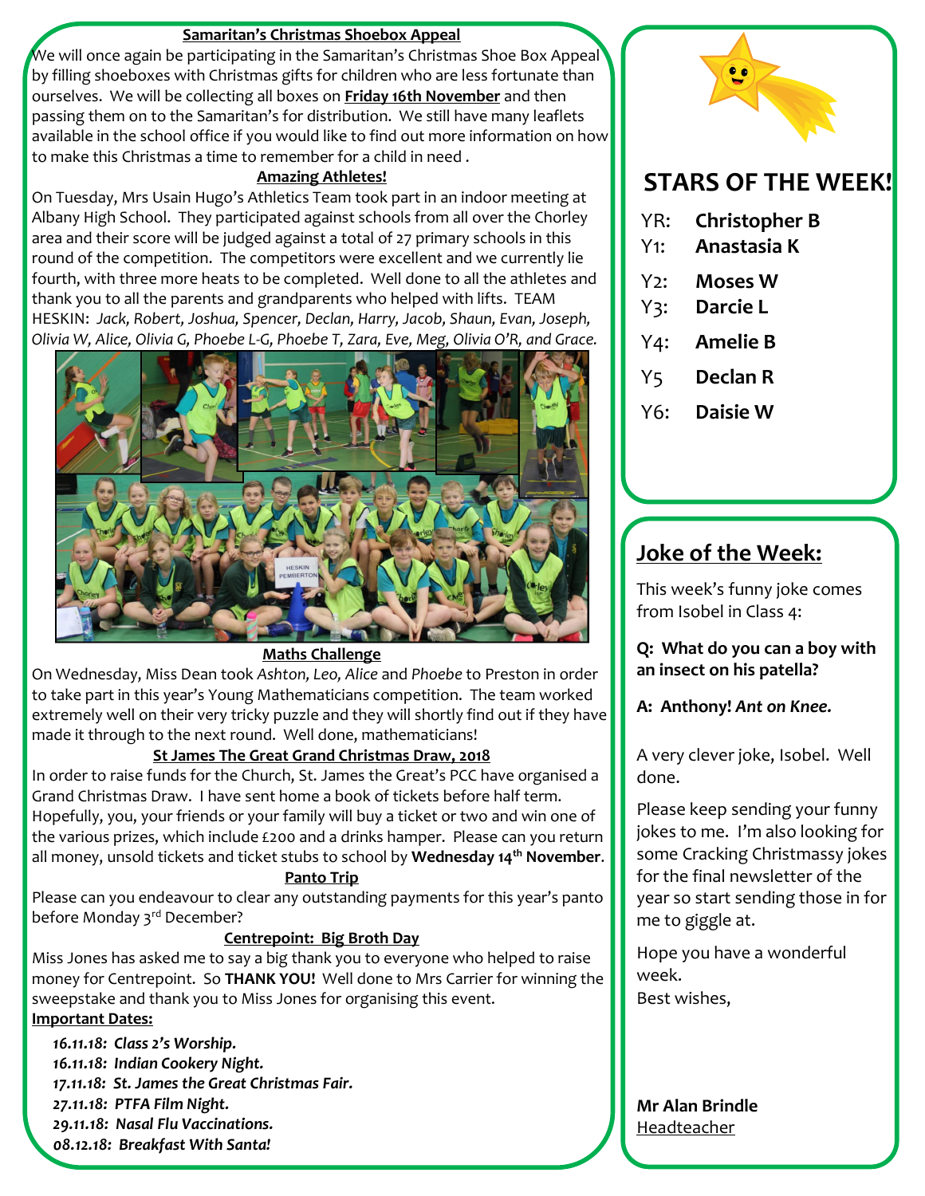## Samaritan's Christmas Shoebox Appeal

We will once again be participating in the Samaritan's Christmas Shoe Box Appeal by filling shoeboxes with Christmas gifts for children who are less fortunate than ourselves. We will be collecting all boxes on **Friday 16th November** and then passing them on to the Samaritan's for distribution. We still have many leaflets available in the school office if you would like to find out more information on how to make this Christmas a time to remember for a child in need .

## Amazing Athletes!

On Tuesday, Mrs Usain Hugo's Athletics Team took part in an indoor meeting at Albany High School. They participated against schools from all over the Chorley area and their score will be judged against a total of 27 primary schools in this round of the competition. The competitors were excellent and we currently lie fourth, with three more heats to be completed. Well done to all the athletes and thank you to all the parents and grandparents who helped with lifts. TEAM HESKIN: *Jack, Robert, Joshua, Spencer, Declan, Harry, Jacob, Shaun, Evan, Joseph, Olivia W, Alice, Olivia G, Phoebe L-G, Phoebe T, Zara, Eve, Meg, Olivia O'R, and Grace.*

## Maths Challenge

On Wednesday, Miss Dean took *Ashton, Leo, Alice* and *Phoebe* to Preston in order to take part in this year's Young Mathematicians competition. The team worked extremely well on their very tricky puzzle and they will shortly find out if they have made it through to the next round. Well done, mathematicians!

## St James The Great Grand Christmas Draw, 2018

In order to raise funds for the Church, St. James the Great's PCC have organised a Grand Christmas Draw. I have sent home a book of tickets before half term. Hopefully, you, your friends or your family will buy a ticket or two and win one of the various prizes, which include £200 and a drinks hamper. Please can you return all money, unsold tickets and ticket stubs to school by **Wednesday 14th November**.

## Panto Trip

Please can you endeavour to clear any outstanding payments for this year's panto before Monday 3rd December?

## Centrepoint: Big Broth Day

Miss Jones has asked me to say a big thank you to everyone who helped to raise money for Centrepoint. So **THANK YOU!** Well done to Mrs Carrier for winning the sweepstake and thank you to Miss Jones for organising this event.

**Important Dates:**

- ***16.11.18: Class 2's Worship.***
- ***16.11.18: Indian Cookery Night.***
- ***17.11.18: St. James the Great Christmas Fair.***
- ***27.11.18: PTFA Film Night.***
- ***29.11.18: Nasal Flu Vaccinations.***
- ***08.12.18: Breakfast With Santa!***

## STARS OF THE WEEK!

YR: **Christopher B**
Y1: **Anastasia K**
Y2: **Moses W**
Y3: **Darcie L**
Y4: **Amelie B**
Y5 **Declan R**
Y6: **Daisie W**

## Joke of the Week:

This week's funny joke comes from Isobel in Class 4:

**Q: What do you can a boy with an insect on his patella?**

**A: Anthony! *Ant on Knee.***

A very clever joke, Isobel. Well done.

Please keep sending your funny jokes to me. I'm also looking for some Cracking Christmassy jokes for the final newsletter of the year so start sending those in for me to giggle at.

Hope you have a wonderful week.
Best wishes,

**Mr Alan Brindle**
Headteacher